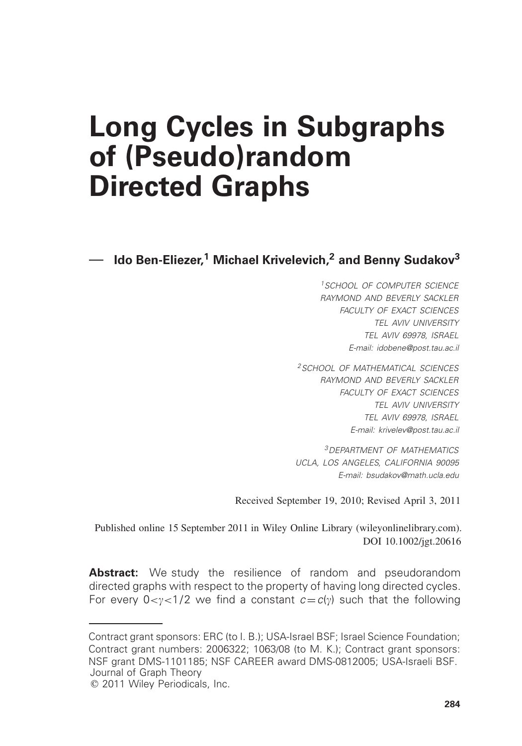# Long Cycles in Subgraphs of (Pseudo)random Directed Graphs

**Ido Ben-Eliezer,[1] Michael Krivelevich,[2] and Benny Sudakov[3]**

[1] SCHOOL OF COMPUTER SCIENCE
RAYMOND AND BEVERLY SACKLER
FACULTY OF EXACT SCIENCES
TEL AVIV UNIVERSITY
TEL AVIV 69978, ISRAEL
E-mail: idobene@post.tau.ac.il

[2] SCHOOL OF MATHEMATICAL SCIENCES
RAYMOND AND BEVERLY SACKLER
FACULTY OF EXACT SCIENCES
TEL AVIV UNIVERSITY
TEL AVIV 69978, ISRAEL
E-mail: krivelev@post.tau.ac.il

[3] DEPARTMENT OF MATHEMATICS
UCLA, LOS ANGELES, CALIFORNIA 90095
E-mail: bsudakov@math.ucla.edu

Received September 19, 2010; Revised April 3, 2011

Published online 15 September 2011 in Wiley Online Library (wileyonlinelibrary.com).
DOI 10.1002/jgt.20616

**Abstract:** We study the resilience of random and pseudorandom directed graphs with respect to the property of having long directed cycles. For every $0<\gamma<1/2$ we find a constant $c=c(\gamma)$ such that the following

---

Contract grant sponsors: ERC (to I. B.); USA-Israel BSF; Israel Science Foundation; Contract grant numbers: 2006322; 1063/08 (to M. K.); Contract grant sponsors: NSF grant DMS-1101185; NSF CAREER award DMS-0812005; USA-Israeli BSF.
Journal of Graph Theory
© 2011 Wiley Periodicals, Inc.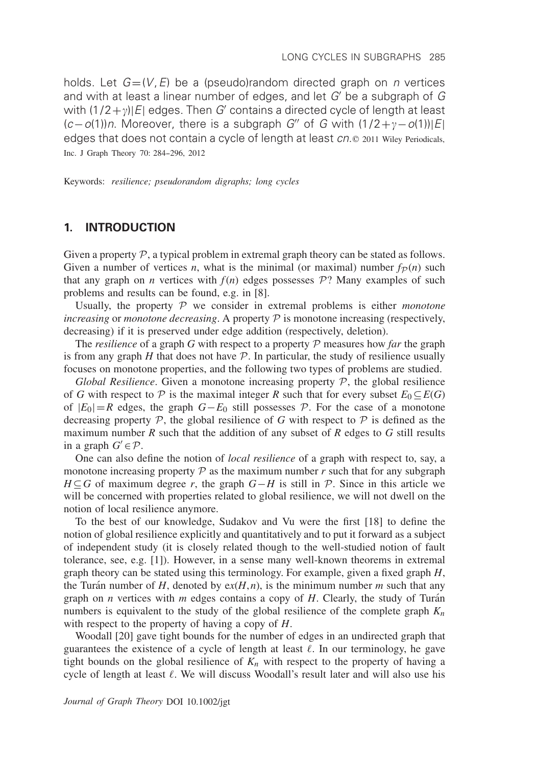holds. Let $G=(V,E)$ be a (pseudo)random directed graph on $n$ vertices and with at least a linear number of edges, and let $G'$ be a subgraph of $G$ with $(1/2+\gamma)|E|$ edges. Then $G'$ contains a directed cycle of length at least $(c-o(1))n$. Moreover, there is a subgraph $G''$ of $G$ with $(1/2+\gamma-o(1))|E|$ edges that does not contain a cycle of length at least $cn$. © 2011 Wiley Periodicals, Inc. J Graph Theory 70: 284–296, 2012

Keywords: *resilience; pseudorandom digraphs; long cycles*

## 1. INTRODUCTION

Given a property $\mathcal{P}$, a typical problem in extremal graph theory can be stated as follows. Given a number of vertices $n$, what is the minimal (or maximal) number $f_{\mathcal{P}}(n)$ such that any graph on $n$ vertices with $f(n)$ edges possesses $\mathcal{P}$? Many examples of such problems and results can be found, e.g. in [8].

Usually, the property $\mathcal{P}$ we consider in extremal problems is either *monotone increasing* or *monotone decreasing*. A property $\mathcal{P}$ is monotone increasing (respectively, decreasing) if it is preserved under edge addition (respectively, deletion).

The *resilience* of a graph $G$ with respect to a property $\mathcal{P}$ measures how *far* the graph is from any graph $H$ that does not have $\mathcal{P}$. In particular, the study of resilience usually focuses on monotone properties, and the following two types of problems are studied.

*Global Resilience*. Given a monotone increasing property $\mathcal{P}$, the global resilience of $G$ with respect to $\mathcal{P}$ is the maximal integer $R$ such that for every subset $E_0 \subseteq E(G)$ of $|E_0|=R$ edges, the graph $G-E_0$ still possesses $\mathcal{P}$. For the case of a monotone decreasing property $\mathcal{P}$, the global resilience of $G$ with respect to $\mathcal{P}$ is defined as the maximum number $R$ such that the addition of any subset of $R$ edges to $G$ still results in a graph $G' \in \mathcal{P}$.

One can also define the notion of *local resilience* of a graph with respect to, say, a monotone increasing property $\mathcal{P}$ as the maximum number $r$ such that for any subgraph $H \subseteq G$ of maximum degree $r$, the graph $G-H$ is still in $\mathcal{P}$. Since in this article we will be concerned with properties related to global resilience, we will not dwell on the notion of local resilience anymore.

To the best of our knowledge, Sudakov and Vu were the first [18] to define the notion of global resilience explicitly and quantitatively and to put it forward as a subject of independent study (it is closely related though to the well-studied notion of fault tolerance, see, e.g. [1]). However, in a sense many well-known theorems in extremal graph theory can be stated using this terminology. For example, given a fixed graph $H$, the Turán number of $H$, denoted by $ex(H,n)$, is the minimum number $m$ such that any graph on $n$ vertices with $m$ edges contains a copy of $H$. Clearly, the study of Turán numbers is equivalent to the study of the global resilience of the complete graph $K_n$ with respect to the property of having a copy of $H$.

Woodall [20] gave tight bounds for the number of edges in an undirected graph that guarantees the existence of a cycle of length at least $\ell$. In our terminology, he gave tight bounds on the global resilience of $K_n$ with respect to the property of having a cycle of length at least $\ell$. We will discuss Woodall's result later and will also use his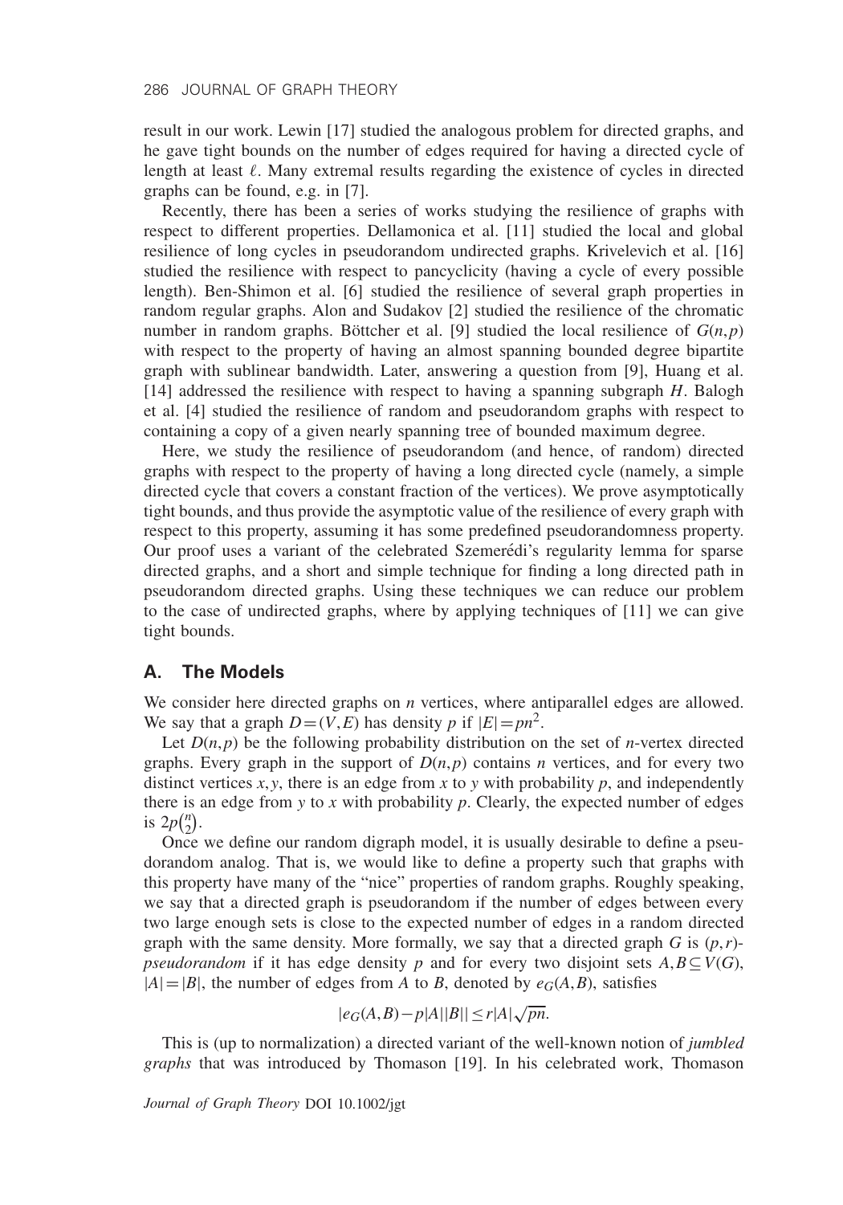result in our work. Lewin [17] studied the analogous problem for directed graphs, and he gave tight bounds on the number of edges required for having a directed cycle of length at least $\ell$. Many extremal results regarding the existence of cycles in directed graphs can be found, e.g. in [7].

Recently, there has been a series of works studying the resilience of graphs with respect to different properties. Dellamonica et al. [11] studied the local and global resilience of long cycles in pseudorandom undirected graphs. Krivelevich et al. [16] studied the resilience with respect to pancyclicity (having a cycle of every possible length). Ben-Shimon et al. [6] studied the resilience of several graph properties in random regular graphs. Alon and Sudakov [2] studied the resilience of the chromatic number in random graphs. Böttcher et al. [9] studied the local resilience of $G(n,p)$ with respect to the property of having an almost spanning bounded degree bipartite graph with sublinear bandwidth. Later, answering a question from [9], Huang et al. [14] addressed the resilience with respect to having a spanning subgraph $H$. Balogh et al. [4] studied the resilience of random and pseudorandom graphs with respect to containing a copy of a given nearly spanning tree of bounded maximum degree.

Here, we study the resilience of pseudorandom (and hence, of random) directed graphs with respect to the property of having a long directed cycle (namely, a simple directed cycle that covers a constant fraction of the vertices). We prove asymptotically tight bounds, and thus provide the asymptotic value of the resilience of every graph with respect to this property, assuming it has some predefined pseudorandomness property. Our proof uses a variant of the celebrated Szemerédi's regularity lemma for sparse directed graphs, and a short and simple technique for finding a long directed path in pseudorandom directed graphs. Using these techniques we can reduce our problem to the case of undirected graphs, where by applying techniques of [11] we can give tight bounds.

## A. The Models

We consider here directed graphs on $n$ vertices, where antiparallel edges are allowed. We say that a graph $D=(V,E)$ has density $p$ if $|E|=pn^2$.

Let $D(n,p)$ be the following probability distribution on the set of $n$-vertex directed graphs. Every graph in the support of $D(n,p)$ contains $n$ vertices, and for every two distinct vertices $x,y$, there is an edge from $x$ to $y$ with probability $p$, and independently there is an edge from $y$ to $x$ with probability $p$. Clearly, the expected number of edges is $2p\binom{n}{2}$.

Once we define our random digraph model, it is usually desirable to define a pseudorandom analog. That is, we would like to define a property such that graphs with this property have many of the "nice" properties of random graphs. Roughly speaking, we say that a directed graph is pseudorandom if the number of edges between every two large enough sets is close to the expected number of edges in a random directed graph with the same density. More formally, we say that a directed graph $G$ is $(p,r)$-*pseudorandom* if it has edge density $p$ and for every two disjoint sets $A,B\subseteq V(G)$, $|A|=|B|$, the number of edges from $A$ to $B$, denoted by $e_G(A,B)$, satisfies

$$|e_G(A,B)-p|A||B||\leq r|A|\sqrt{pn}.$$

This is (up to normalization) a directed variant of the well-known notion of *jumbled graphs* that was introduced by Thomason [19]. In his celebrated work, Thomason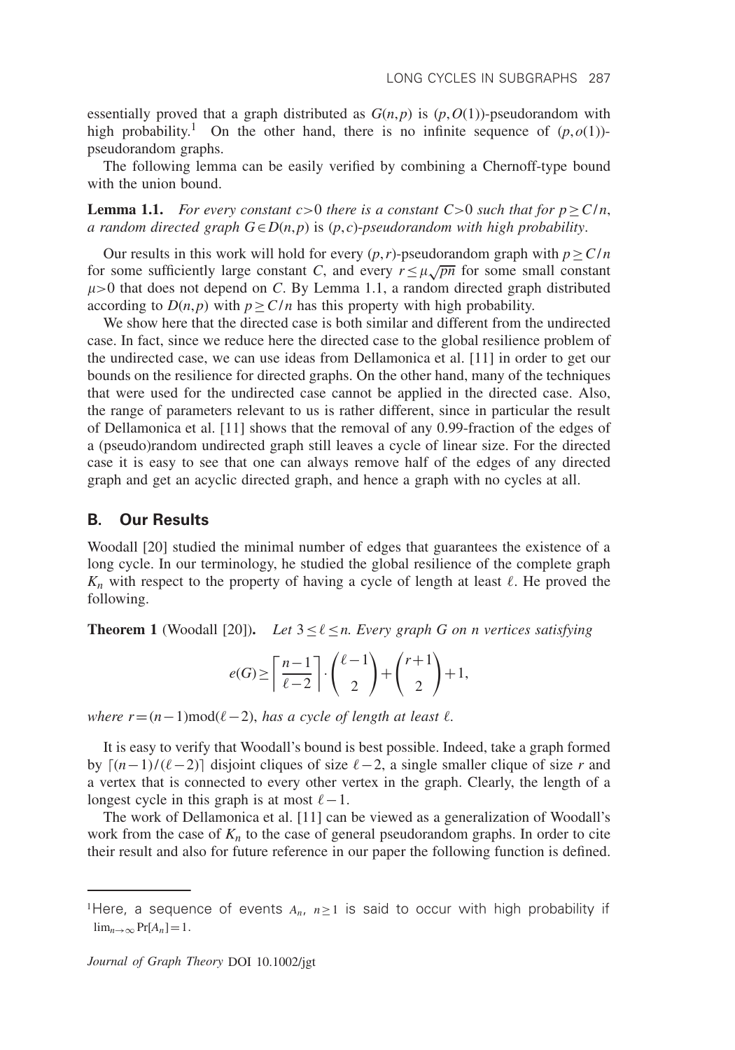essentially proved that a graph distributed as $G(n,p)$ is $(p,O(1))$-pseudorandom with high probability.[1] On the other hand, there is no infinite sequence of $(p,o(1))$-pseudorandom graphs.

The following lemma can be easily verified by combining a Chernoff-type bound with the union bound.

**Lemma 1.1.** *For every constant $c>0$ there is a constant $C>0$ such that for $p \geq C/n$, a random directed graph $G \in D(n,p)$ is $(p,c)$-pseudorandom with high probability.*

Our results in this work will hold for every $(p,r)$-pseudorandom graph with $p \geq C/n$ for some sufficiently large constant $C$, and every $r \leq \mu\sqrt{pn}$ for some small constant $\mu>0$ that does not depend on $C$. By Lemma 1.1, a random directed graph distributed according to $D(n,p)$ with $p \geq C/n$ has this property with high probability.

We show here that the directed case is both similar and different from the undirected case. In fact, since we reduce here the directed case to the global resilience problem of the undirected case, we can use ideas from Dellamonica et al. [11] in order to get our bounds on the resilience for directed graphs. On the other hand, many of the techniques that were used for the undirected case cannot be applied in the directed case. Also, the range of parameters relevant to us is rather different, since in particular the result of Dellamonica et al. [11] shows that the removal of any 0.99-fraction of the edges of a (pseudo)random undirected graph still leaves a cycle of linear size. For the directed case it is easy to see that one can always remove half of the edges of any directed graph and get an acyclic directed graph, and hence a graph with no cycles at all.

## B. Our Results

Woodall [20] studied the minimal number of edges that guarantees the existence of a long cycle. In our terminology, he studied the global resilience of the complete graph $K_n$ with respect to the property of having a cycle of length at least $\ell$. He proved the following.

**Theorem 1** (Woodall [20]). *Let $3 \leq \ell \leq n$. Every graph $G$ on $n$ vertices satisfying*

$$e(G) \geq \left\lceil \frac{n-1}{\ell-2} \right\rceil \cdot \binom{\ell-1}{2} + \binom{r+1}{2} + 1,$$

*where $r = (n-1) \bmod (\ell-2)$, has a cycle of length at least $\ell$.*

It is easy to verify that Woodall's bound is best possible. Indeed, take a graph formed by $\lceil (n-1)/(\ell-2) \rceil$ disjoint cliques of size $\ell-2$, a single smaller clique of size $r$ and a vertex that is connected to every other vertex in the graph. Clearly, the length of a longest cycle in this graph is at most $\ell-1$.

The work of Dellamonica et al. [11] can be viewed as a generalization of Woodall's work from the case of $K_n$ to the case of general pseudorandom graphs. In order to cite their result and also for future reference in our paper the following function is defined.

[1] Here, a sequence of events $A_n$, $n \geq 1$ is said to occur with high probability if $\lim_{n\to\infty} \Pr[A_n] = 1$.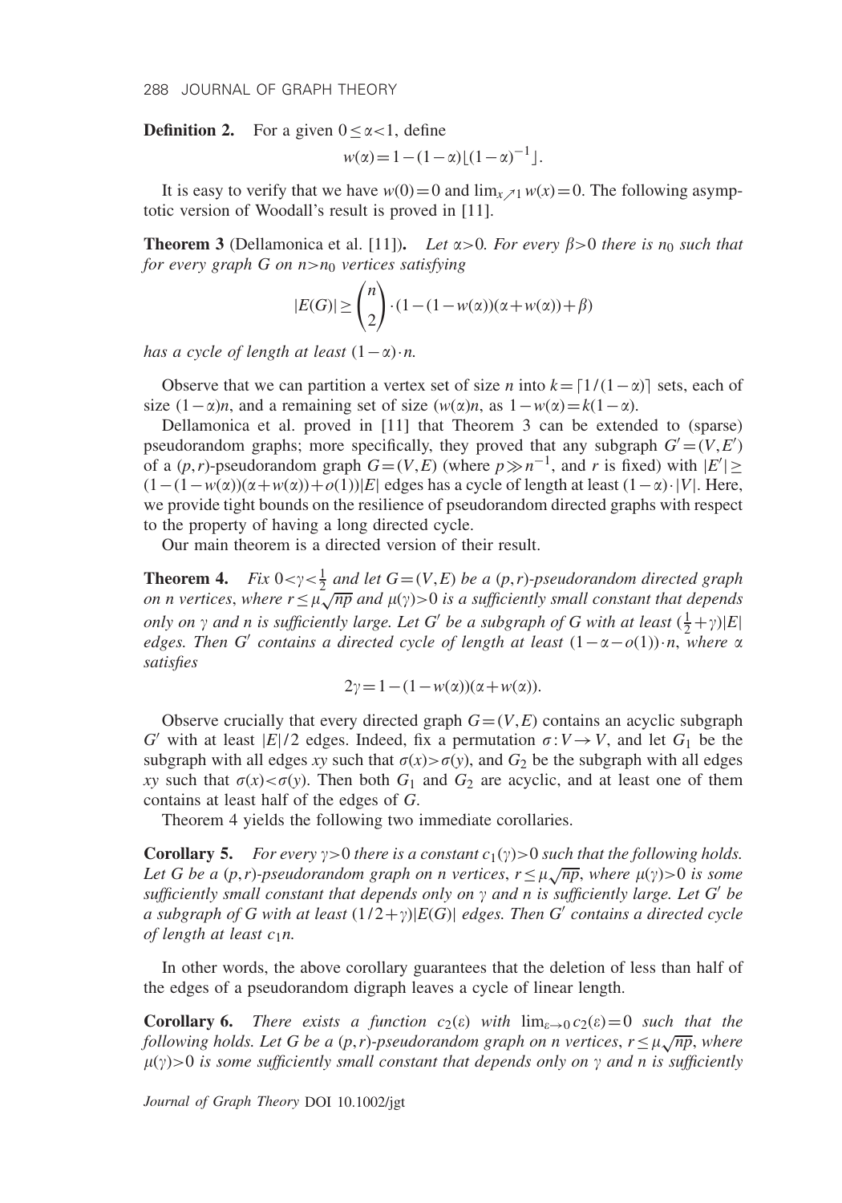**Definition 2.** For a given $0 \le \alpha < 1$, define

$$w(\alpha) = 1 - (1-\alpha)\lfloor (1-\alpha)^{-1} \rfloor.$$

It is easy to verify that we have $w(0) = 0$ and $\lim_{x \nearrow 1} w(x) = 0$. The following asymptotic version of Woodall's result is proved in [11].

**Theorem 3** (Dellamonica et al. [11]). *Let $\alpha > 0$. For every $\beta > 0$ there is $n_0$ such that for every graph $G$ on $n > n_0$ vertices satisfying*

$$|E(G)| \ge \binom{n}{2} \cdot (1 - (1-w(\alpha))(\alpha + w(\alpha)) + \beta)$$

*has a cycle of length at least $(1-\alpha) \cdot n$.*

Observe that we can partition a vertex set of size $n$ into $k = \lceil 1/(1-\alpha) \rceil$ sets, each of size $(1-\alpha)n$, and a remaining set of size $(w(\alpha)n$, as $1 - w(\alpha) = k(1-\alpha)$.

Dellamonica et al. proved in [11] that Theorem 3 can be extended to (sparse) pseudorandom graphs; more specifically, they proved that any subgraph $G' = (V, E')$ of a $(p, r)$-pseudorandom graph $G = (V, E)$ (where $p \gg n^{-1}$, and $r$ is fixed) with $|E'| \ge (1 - (1-w(\alpha))(\alpha + w(\alpha)) + o(1))|E|$ edges has a cycle of length at least $(1-\alpha) \cdot |V|$. Here, we provide tight bounds on the resilience of pseudorandom directed graphs with respect to the property of having a long directed cycle.

Our main theorem is a directed version of their result.

**Theorem 4.** *Fix $0 < \gamma < \frac{1}{2}$ and let $G = (V, E)$ be a $(p, r)$-pseudorandom directed graph on $n$ vertices, where $r \le \mu\sqrt{np}$ and $\mu(\gamma) > 0$ is a sufficiently small constant that depends only on $\gamma$ and $n$ is sufficiently large. Let $G'$ be a subgraph of $G$ with at least $(\frac{1}{2} + \gamma)|E|$ edges. Then $G'$ contains a directed cycle of length at least $(1 - \alpha - o(1)) \cdot n$, where $\alpha$ satisfies*

$$2\gamma = 1 - (1-w(\alpha))(\alpha + w(\alpha)).$$

Observe crucially that every directed graph $G = (V, E)$ contains an acyclic subgraph $G'$ with at least $|E|/2$ edges. Indeed, fix a permutation $\sigma : V \to V$, and let $G_1$ be the subgraph with all edges $xy$ such that $\sigma(x) > \sigma(y)$, and $G_2$ be the subgraph with all edges $xy$ such that $\sigma(x) < \sigma(y)$. Then both $G_1$ and $G_2$ are acyclic, and at least one of them contains at least half of the edges of $G$.

Theorem 4 yields the following two immediate corollaries.

**Corollary 5.** *For every $\gamma > 0$ there is a constant $c_1(\gamma) > 0$ such that the following holds. Let $G$ be a $(p, r)$-pseudorandom graph on $n$ vertices, $r \le \mu\sqrt{np}$, where $\mu(\gamma) > 0$ is some sufficiently small constant that depends only on $\gamma$ and $n$ is sufficiently large. Let $G'$ be a subgraph of $G$ with at least $(1/2 + \gamma)|E(G)|$ edges. Then $G'$ contains a directed cycle of length at least $c_1 n$.*

In other words, the above corollary guarantees that the deletion of less than half of the edges of a pseudorandom digraph leaves a cycle of linear length.

**Corollary 6.** *There exists a function $c_2(\varepsilon)$ with $\lim_{\varepsilon \to 0} c_2(\varepsilon) = 0$ such that the following holds. Let $G$ be a $(p, r)$-pseudorandom graph on $n$ vertices, $r \le \mu\sqrt{np}$, where $\mu(\gamma) > 0$ is some sufficiently small constant that depends only on $\gamma$ and $n$ is sufficiently*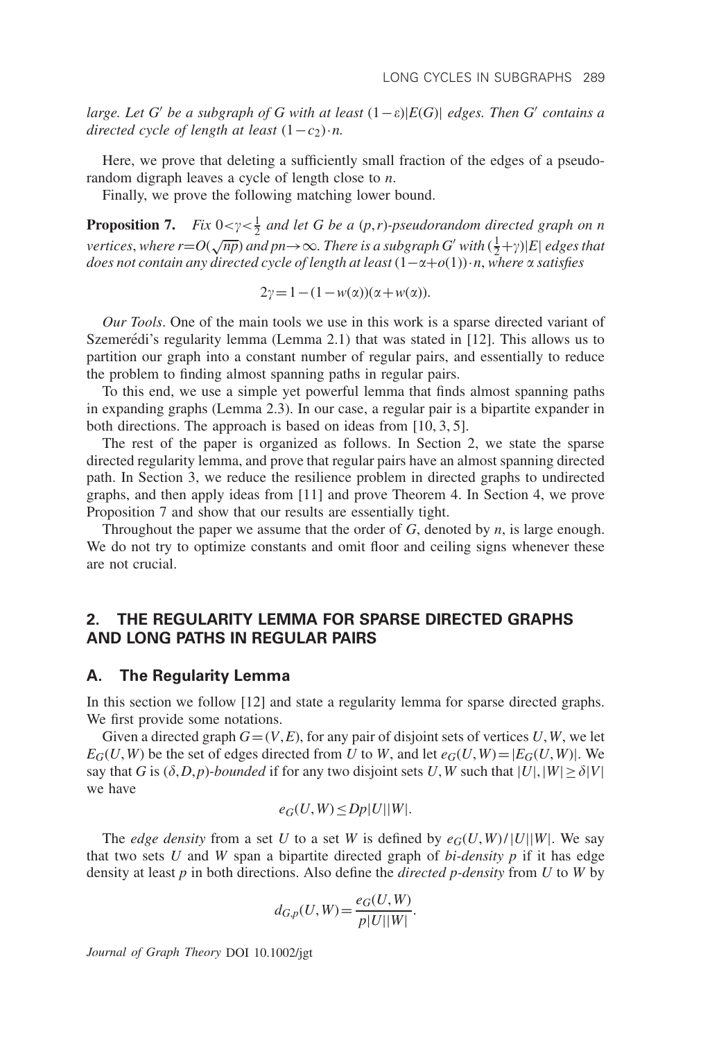*large. Let $G'$ be a subgraph of $G$ with at least $(1-\varepsilon)|E(G)|$ edges. Then $G'$ contains a directed cycle of length at least $(1-c_2)\cdot n$.*

Here, we prove that deleting a sufficiently small fraction of the edges of a pseudorandom digraph leaves a cycle of length close to $n$.

Finally, we prove the following matching lower bound.

**Proposition 7.** *Fix $0<\gamma<\frac{1}{2}$ and let $G$ be a $(p,r)$-pseudorandom directed graph on $n$ vertices, where $r=O(\sqrt{np})$ and $pn\to\infty$. There is a subgraph $G'$ with $(\frac{1}{2}+\gamma)|E|$ edges that does not contain any directed cycle of length at least $(1-\alpha+o(1))\cdot n$, where $\alpha$ satisfies*

$$2\gamma = 1-(1-w(\alpha))(\alpha+w(\alpha)).$$

*Our Tools*. One of the main tools we use in this work is a sparse directed variant of Szemerédi's regularity lemma (Lemma 2.1) that was stated in [12]. This allows us to partition our graph into a constant number of regular pairs, and essentially to reduce the problem to finding almost spanning paths in regular pairs.

To this end, we use a simple yet powerful lemma that finds almost spanning paths in expanding graphs (Lemma 2.3). In our case, a regular pair is a bipartite expander in both directions. The approach is based on ideas from [10, 3, 5].

The rest of the paper is organized as follows. In Section 2, we state the sparse directed regularity lemma, and prove that regular pairs have an almost spanning directed path. In Section 3, we reduce the resilience problem in directed graphs to undirected graphs, and then apply ideas from [11] and prove Theorem 4. In Section 4, we prove Proposition 7 and show that our results are essentially tight.

Throughout the paper we assume that the order of $G$, denoted by $n$, is large enough. We do not try to optimize constants and omit floor and ceiling signs whenever these are not crucial.

## 2. THE REGULARITY LEMMA FOR SPARSE DIRECTED GRAPHS AND LONG PATHS IN REGULAR PAIRS

### A. The Regularity Lemma

In this section we follow [12] and state a regularity lemma for sparse directed graphs. We first provide some notations.

Given a directed graph $G=(V,E)$, for any pair of disjoint sets of vertices $U,W$, we let $E_G(U,W)$ be the set of edges directed from $U$ to $W$, and let $e_G(U,W)=|E_G(U,W)|$. We say that $G$ is $(\delta,D,p)$-*bounded* if for any two disjoint sets $U,W$ such that $|U|,|W|\geq\delta|V|$ we have

$$e_G(U,W)\leq Dp|U||W|.$$

The *edge density* from a set $U$ to a set $W$ is defined by $e_G(U,W)/|U||W|$. We say that two sets $U$ and $W$ span a bipartite directed graph of *bi-density* $p$ if it has edge density at least $p$ in both directions. Also define the *directed p-density* from $U$ to $W$ by

$$d_{G,p}(U,W)=\frac{e_G(U,W)}{p|U||W|}.$$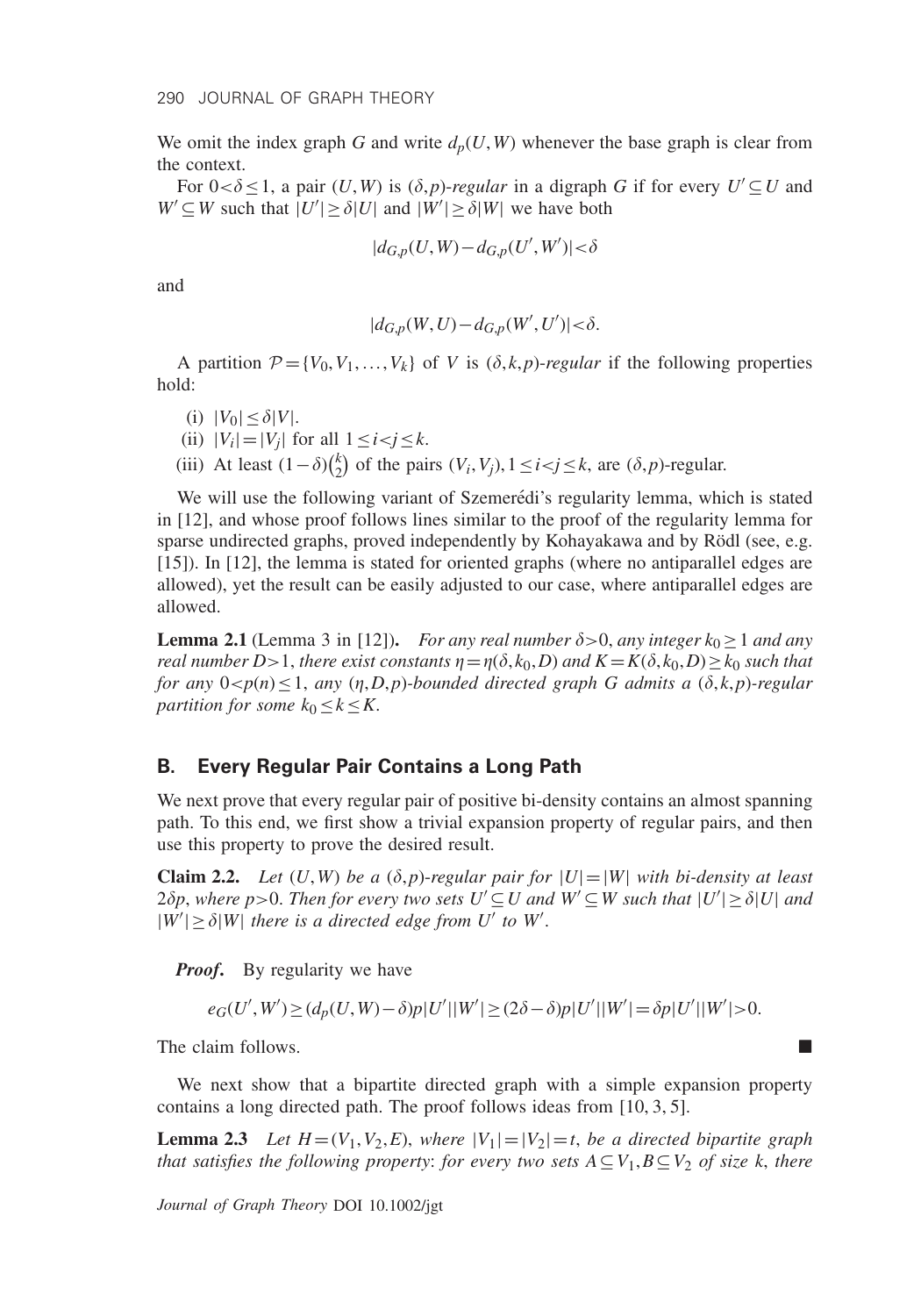We omit the index graph $G$ and write $d_p(U,W)$ whenever the base graph is clear from the context.

For $0<\delta\leq 1$, a pair $(U,W)$ is $(\delta,p)$-*regular* in a digraph $G$ if for every $U'\subseteq U$ and $W'\subseteq W$ such that $|U'|\geq\delta|U|$ and $|W'|\geq\delta|W|$ we have both

$$|d_{G,p}(U,W)-d_{G,p}(U',W')|<\delta$$

and

$$|d_{G,p}(W,U)-d_{G,p}(W',U')|<\delta.$$

A partition $\mathcal{P}=\{V_0,V_1,\ldots,V_k\}$ of $V$ is $(\delta,k,p)$-*regular* if the following properties hold:

(i) $|V_0|\leq\delta|V|$.
(ii) $|V_i|=|V_j|$ for all $1\leq i<j\leq k$.
(iii) At least $(1-\delta)\binom{k}{2}$ of the pairs $(V_i,V_j), 1\leq i<j\leq k$, are $(\delta,p)$-regular.

We will use the following variant of Szemerédi's regularity lemma, which is stated in [12], and whose proof follows lines similar to the proof of the regularity lemma for sparse undirected graphs, proved independently by Kohayakawa and by Rödl (see, e.g. [15]). In [12], the lemma is stated for oriented graphs (where no antiparallel edges are allowed), yet the result can be easily adjusted to our case, where antiparallel edges are allowed.

**Lemma 2.1** (Lemma 3 in [12]). *For any real number $\delta>0$, any integer $k_0\geq 1$ and any real number $D>1$, there exist constants $\eta=\eta(\delta,k_0,D)$ and $K=K(\delta,k_0,D)\geq k_0$ such that for any $0<p(n)\leq 1$, any $(\eta,D,p)$-bounded directed graph $G$ admits a $(\delta,k,p)$-regular partition for some $k_0\leq k\leq K$.*

## B. Every Regular Pair Contains a Long Path

We next prove that every regular pair of positive bi-density contains an almost spanning path. To this end, we first show a trivial expansion property of regular pairs, and then use this property to prove the desired result.

**Claim 2.2.** *Let $(U,W)$ be a $(\delta,p)$-regular pair for $|U|=|W|$ with bi-density at least $2\delta p$, where $p>0$. Then for every two sets $U'\subseteq U$ and $W'\subseteq W$ such that $|U'|\geq\delta|U|$ and $|W'|\geq\delta|W|$ there is a directed edge from $U'$ to $W'$.*

***Proof.*** By regularity we have

$$e_G(U',W')\geq(d_p(U,W)-\delta)p|U'||W'|\geq(2\delta-\delta)p|U'||W'|=\delta p|U'||W'|>0.$$

The claim follows. ■

We next show that a bipartite directed graph with a simple expansion property contains a long directed path. The proof follows ideas from [10, 3, 5].

**Lemma 2.3** *Let $H=(V_1,V_2,E)$, where $|V_1|=|V_2|=t$, be a directed bipartite graph that satisfies the following property: for every two sets $A\subseteq V_1,B\subseteq V_2$ of size $k$, there*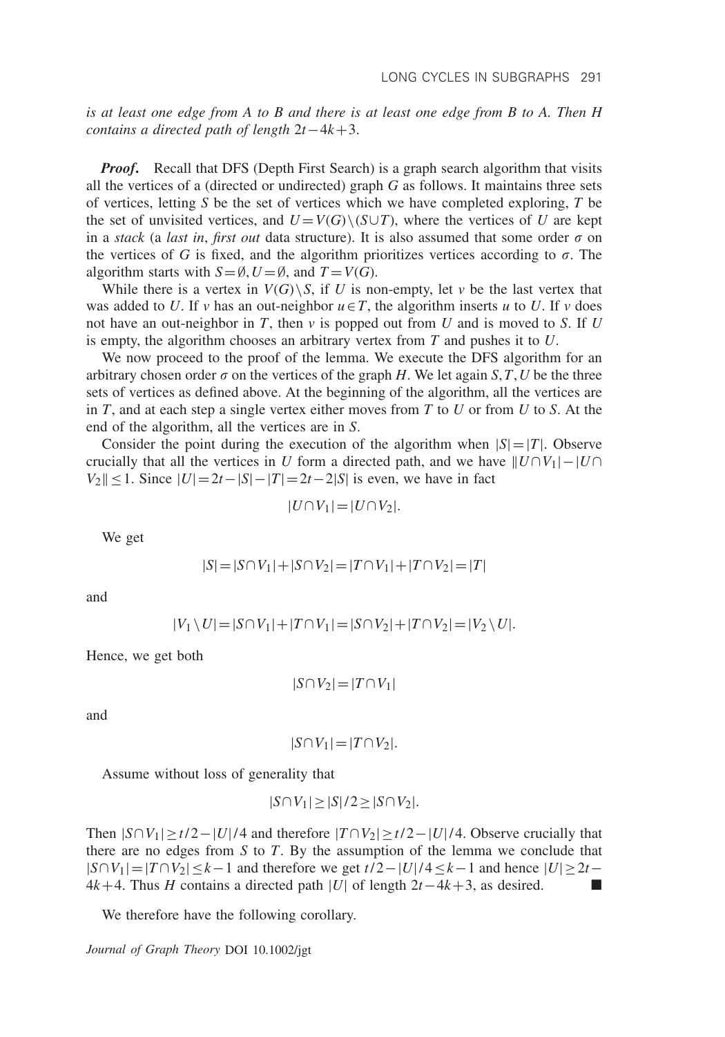*is at least one edge from A to B and there is at least one edge from B to A. Then H contains a directed path of length* $2t-4k+3$.

***Proof.*** Recall that DFS (Depth First Search) is a graph search algorithm that visits all the vertices of a (directed or undirected) graph $G$ as follows. It maintains three sets of vertices, letting $S$ be the set of vertices which we have completed exploring, $T$ be the set of unvisited vertices, and $U=V(G)\setminus(S\cup T)$, where the vertices of $U$ are kept in a *stack* (a *last in*, *first out* data structure). It is also assumed that some order $\sigma$ on the vertices of $G$ is fixed, and the algorithm prioritizes vertices according to $\sigma$. The algorithm starts with $S=\emptyset, U=\emptyset$, and $T=V(G)$.

While there is a vertex in $V(G)\setminus S$, if $U$ is non-empty, let $v$ be the last vertex that was added to $U$. If $v$ has an out-neighbor $u\in T$, the algorithm inserts $u$ to $U$. If $v$ does not have an out-neighbor in $T$, then $v$ is popped out from $U$ and is moved to $S$. If $U$ is empty, the algorithm chooses an arbitrary vertex from $T$ and pushes it to $U$.

We now proceed to the proof of the lemma. We execute the DFS algorithm for an arbitrary chosen order $\sigma$ on the vertices of the graph $H$. We let again $S, T, U$ be the three sets of vertices as defined above. At the beginning of the algorithm, all the vertices are in $T$, and at each step a single vertex either moves from $T$ to $U$ or from $U$ to $S$. At the end of the algorithm, all the vertices are in $S$.

Consider the point during the execution of the algorithm when $|S|=|T|$. Observe crucially that all the vertices in $U$ form a directed path, and we have $\|U\cap V_1|-|U\cap V_2\|\leq 1$. Since $|U|=2t-|S|-|T|=2t-2|S|$ is even, we have in fact

$$|U\cap V_1|=|U\cap V_2|.$$

We get

$$|S|=|S\cap V_1|+|S\cap V_2|=|T\cap V_1|+|T\cap V_2|=|T|$$

and

$$|V_1\setminus U|=|S\cap V_1|+|T\cap V_1|=|S\cap V_2|+|T\cap V_2|=|V_2\setminus U|.$$

Hence, we get both

$$|S\cap V_2|=|T\cap V_1|$$

and

$$|S\cap V_1|=|T\cap V_2|.$$

Assume without loss of generality that

$$|S\cap V_1|\geq |S|/2\geq |S\cap V_2|.$$

Then $|S\cap V_1|\geq t/2-|U|/4$ and therefore $|T\cap V_2|\geq t/2-|U|/4$. Observe crucially that there are no edges from $S$ to $T$. By the assumption of the lemma we conclude that $|S\cap V_1|=|T\cap V_2|\leq k-1$ and therefore we get $t/2-|U|/4\leq k-1$ and hence $|U|\geq 2t-4k+4$. Thus $H$ contains a directed path $|U|$ of length $2t-4k+3$, as desired. ∎

We therefore have the following corollary.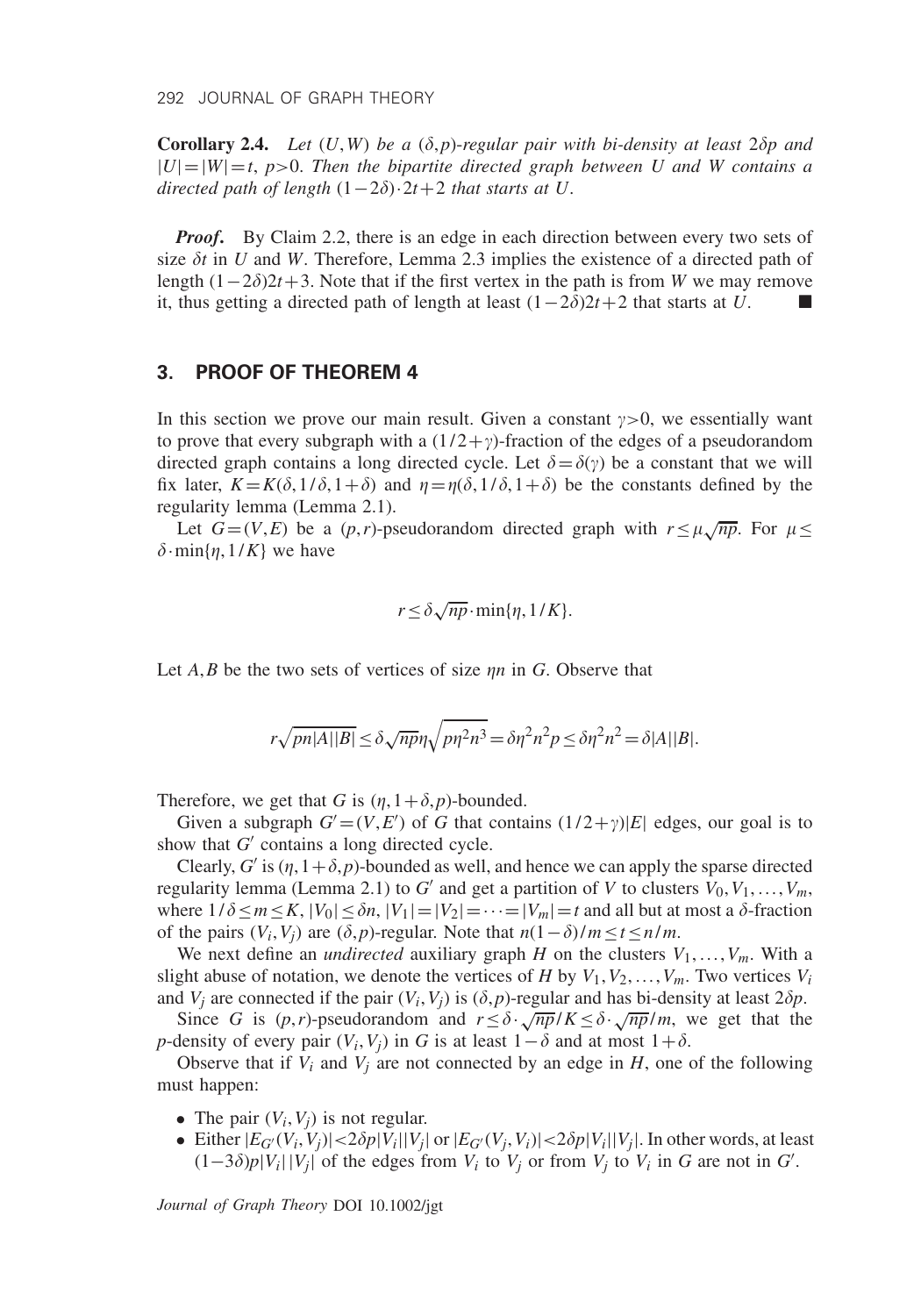**Corollary 2.4.** *Let $(U,W)$ be a $(\delta,p)$-regular pair with bi-density at least $2\delta p$ and $|U|=|W|=t$, $p>0$. Then the bipartite directed graph between $U$ and $W$ contains a directed path of length $(1-2\delta)\cdot 2t+2$ that starts at $U$.*

***Proof*.** By Claim 2.2, there is an edge in each direction between every two sets of size $\delta t$ in $U$ and $W$. Therefore, Lemma 2.3 implies the existence of a directed path of length $(1-2\delta)2t+3$. Note that if the first vertex in the path is from $W$ we may remove it, thus getting a directed path of length at least $(1-2\delta)2t+2$ that starts at $U$. ■

## 3. PROOF OF THEOREM 4

In this section we prove our main result. Given a constant $\gamma>0$, we essentially want to prove that every subgraph with a $(1/2+\gamma)$-fraction of the edges of a pseudorandom directed graph contains a long directed cycle. Let $\delta=\delta(\gamma)$ be a constant that we will fix later, $K=K(\delta,1/\delta,1+\delta)$ and $\eta=\eta(\delta,1/\delta,1+\delta)$ be the constants defined by the regularity lemma (Lemma 2.1).

Let $G=(V,E)$ be a $(p,r)$-pseudorandom directed graph with $r\leq \mu\sqrt{np}$. For $\mu\leq \delta\cdot\min\{\eta,1/K\}$ we have

$$r\leq \delta\sqrt{np}\cdot\min\{\eta,1/K\}.$$

Let $A,B$ be the two sets of vertices of size $\eta n$ in $G$. Observe that

$$r\sqrt{pn|A||B|}\leq \delta\sqrt{np}\eta\sqrt{p\eta^2n^3}=\delta\eta^2n^2p\leq\delta\eta^2n^2=\delta|A||B|.$$

Therefore, we get that $G$ is $(\eta,1+\delta,p)$-bounded.

Given a subgraph $G'=(V,E')$ of $G$ that contains $(1/2+\gamma)|E|$ edges, our goal is to show that $G'$ contains a long directed cycle.

Clearly, $G'$ is $(\eta,1+\delta,p)$-bounded as well, and hence we can apply the sparse directed regularity lemma (Lemma 2.1) to $G'$ and get a partition of $V$ to clusters $V_0,V_1,\ldots,V_m$, where $1/\delta\leq m\leq K$, $|V_0|\leq\delta n$, $|V_1|=|V_2|=\cdots=|V_m|=t$ and all but at most a $\delta$-fraction of the pairs $(V_i,V_j)$ are $(\delta,p)$-regular. Note that $n(1-\delta)/m\leq t\leq n/m$.

We next define an *undirected* auxiliary graph $H$ on the clusters $V_1,\ldots,V_m$. With a slight abuse of notation, we denote the vertices of $H$ by $V_1,V_2,\ldots,V_m$. Two vertices $V_i$ and $V_j$ are connected if the pair $(V_i,V_j)$ is $(\delta,p)$-regular and has bi-density at least $2\delta p$.

Since $G$ is $(p,r)$-pseudorandom and $r\leq\delta\cdot\sqrt{np}/K\leq\delta\cdot\sqrt{np}/m$, we get that the $p$-density of every pair $(V_i,V_j)$ in $G$ is at least $1-\delta$ and at most $1+\delta$.

Observe that if $V_i$ and $V_j$ are not connected by an edge in $H$, one of the following must happen:

- The pair $(V_i,V_j)$ is not regular.
- Either $|E_{G'}(V_i,V_j)|<2\delta p|V_i||V_j|$ or $|E_{G'}(V_j,V_i)|<2\delta p|V_i||V_j|$. In other words, at least $(1-3\delta)p|V_i||V_j|$ of the edges from $V_i$ to $V_j$ or from $V_j$ to $V_i$ in $G$ are not in $G'$.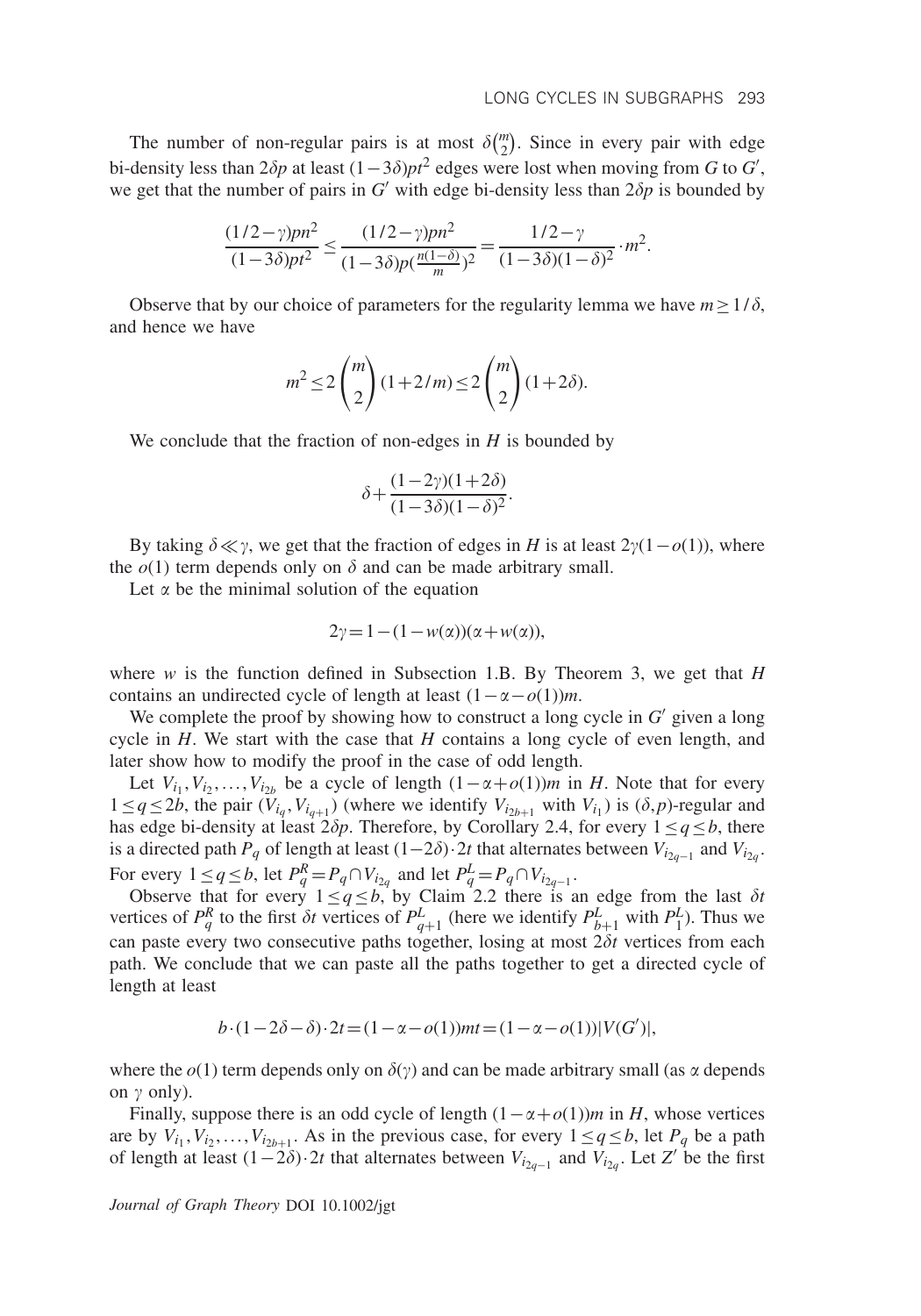The number of non-regular pairs is at most $\delta\binom{m}{2}$. Since in every pair with edge bi-density less than $2\delta p$ at least $(1-3\delta)pt^2$ edges were lost when moving from $G$ to $G'$, we get that the number of pairs in $G'$ with edge bi-density less than $2\delta p$ is bounded by

$$\frac{(1/2-\gamma)pn^2}{(1-3\delta)pt^2} \leq \frac{(1/2-\gamma)pn^2}{(1-3\delta)p(\frac{n(1-\delta)}{m})^2} = \frac{1/2-\gamma}{(1-3\delta)(1-\delta)^2}\cdot m^2.$$

Observe that by our choice of parameters for the regularity lemma we have $m \geq 1/\delta$, and hence we have

$$m^2 \leq 2\binom{m}{2}(1+2/m) \leq 2\binom{m}{2}(1+2\delta).$$

We conclude that the fraction of non-edges in $H$ is bounded by

$$\delta + \frac{(1-2\gamma)(1+2\delta)}{(1-3\delta)(1-\delta)^2}.$$

By taking $\delta \ll \gamma$, we get that the fraction of edges in $H$ is at least $2\gamma(1-o(1))$, where the $o(1)$ term depends only on $\delta$ and can be made arbitrary small.

Let $\alpha$ be the minimal solution of the equation

$$2\gamma = 1-(1-w(\alpha))(\alpha+w(\alpha)),$$

where $w$ is the function defined in Subsection 1.B. By Theorem 3, we get that $H$ contains an undirected cycle of length at least $(1-\alpha-o(1))m$.

We complete the proof by showing how to construct a long cycle in $G'$ given a long cycle in $H$. We start with the case that $H$ contains a long cycle of even length, and later show how to modify the proof in the case of odd length.

Let $V_{i_1}, V_{i_2}, \ldots, V_{i_{2b}}$ be a cycle of length $(1-\alpha+o(1))m$ in $H$. Note that for every $1 \leq q \leq 2b$, the pair $(V_{i_q}, V_{i_{q+1}})$ (where we identify $V_{i_{2b+1}}$ with $V_{i_1}$) is $(\delta, p)$-regular and has edge bi-density at least $2\delta p$. Therefore, by Corollary 2.4, for every $1 \leq q \leq b$, there is a directed path $P_q$ of length at least $(1-2\delta)\cdot 2t$ that alternates between $V_{i_{2q-1}}$ and $V_{i_{2q}}$. For every $1 \leq q \leq b$, let $P_q^R = P_q \cap V_{i_{2q}}$ and let $P_q^L = P_q \cap V_{i_{2q-1}}$.

Observe that for every $1 \leq q \leq b$, by Claim 2.2 there is an edge from the last $\delta t$ vertices of $P_q^R$ to the first $\delta t$ vertices of $P_{q+1}^L$ (here we identify $P_{b+1}^L$ with $P_1^L$). Thus we can paste every two consecutive paths together, losing at most $2\delta t$ vertices from each path. We conclude that we can paste all the paths together to get a directed cycle of length at least

$$b\cdot(1-2\delta-\delta)\cdot 2t = (1-\alpha-o(1))mt = (1-\alpha-o(1))|V(G')|,$$

where the $o(1)$ term depends only on $\delta(\gamma)$ and can be made arbitrary small (as $\alpha$ depends on $\gamma$ only).

Finally, suppose there is an odd cycle of length $(1-\alpha+o(1))m$ in $H$, whose vertices are by $V_{i_1}, V_{i_2}, \ldots, V_{i_{2b+1}}$. As in the previous case, for every $1 \leq q \leq b$, let $P_q$ be a path of length at least $(1-2\delta)\cdot 2t$ that alternates between $V_{i_{2q-1}}$ and $V_{i_{2q}}$. Let $Z'$ be the first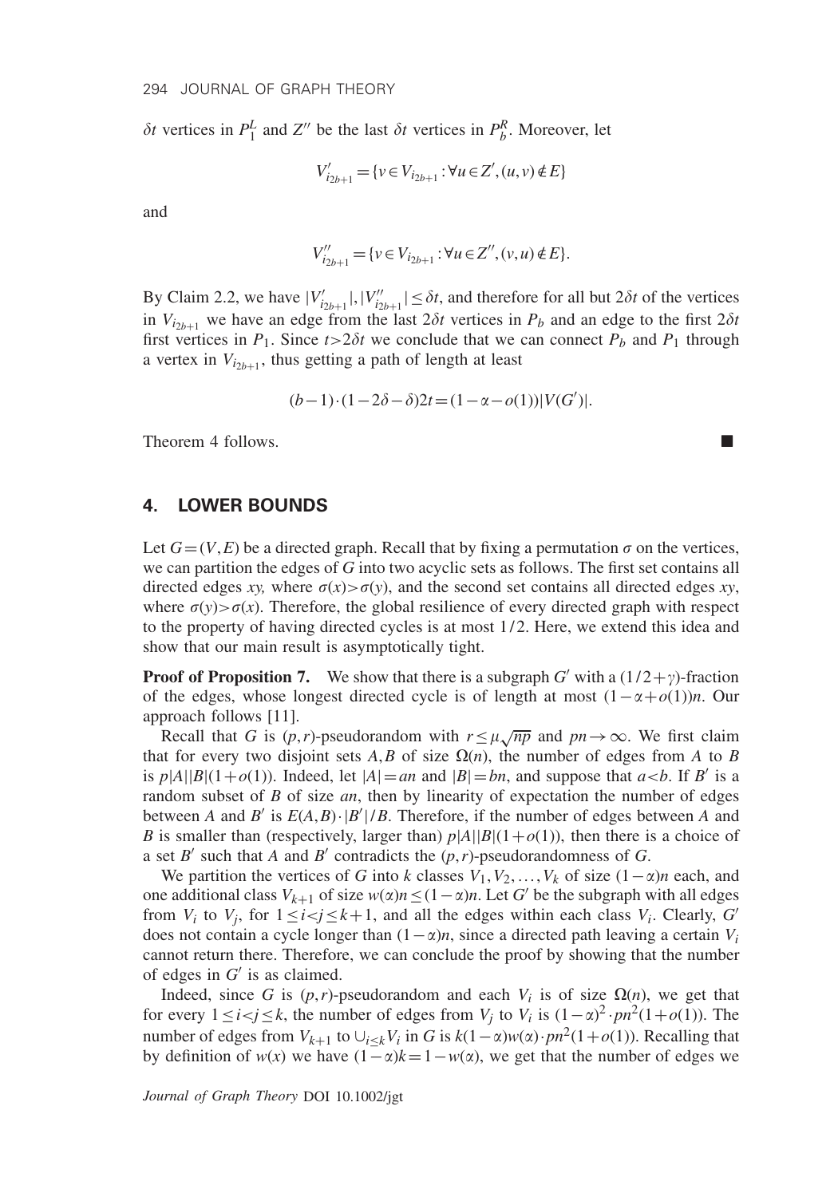$\delta t$ vertices in $P_1^L$ and $Z''$ be the last $\delta t$ vertices in $P_b^R$. Moreover, let

$$V'_{i_{2b+1}} = \{v \in V_{i_{2b+1}} : \forall u \in Z', (u,v) \notin E\}$$

and

$$V''_{i_{2b+1}} = \{v \in V_{i_{2b+1}} : \forall u \in Z'', (v,u) \notin E\}.$$

By Claim 2.2, we have $|V'_{i_{2b+1}}|, |V''_{i_{2b+1}}| \leq \delta t$, and therefore for all but $2\delta t$ of the vertices in $V_{i_{2b+1}}$ we have an edge from the last $2\delta t$ vertices in $P_b$ and an edge to the first $2\delta t$ first vertices in $P_1$. Since $t > 2\delta t$ we conclude that we can connect $P_b$ and $P_1$ through a vertex in $V_{i_{2b+1}}$, thus getting a path of length at least

$$(b-1)\cdot(1-2\delta-\delta)2t = (1-\alpha-o(1))|V(G')|.$$

Theorem 4 follows. ■

## 4. LOWER BOUNDS

Let $G=(V,E)$ be a directed graph. Recall that by fixing a permutation $\sigma$ on the vertices, we can partition the edges of $G$ into two acyclic sets as follows. The first set contains all directed edges $xy$, where $\sigma(x) > \sigma(y)$, and the second set contains all directed edges $xy$, where $\sigma(y) > \sigma(x)$. Therefore, the global resilience of every directed graph with respect to the property of having directed cycles is at most $1/2$. Here, we extend this idea and show that our main result is asymptotically tight.

**Proof of Proposition 7.** We show that there is a subgraph $G'$ with a $(1/2+\gamma)$-fraction of the edges, whose longest directed cycle is of length at most $(1-\alpha+o(1))n$. Our approach follows [11].

Recall that $G$ is $(p,r)$-pseudorandom with $r \leq \mu\sqrt{np}$ and $pn \to \infty$. We first claim that for every two disjoint sets $A, B$ of size $\Omega(n)$, the number of edges from $A$ to $B$ is $p|A||B|(1+o(1))$. Indeed, let $|A| = an$ and $|B| = bn$, and suppose that $a < b$. If $B'$ is a random subset of $B$ of size $an$, then by linearity of expectation the number of edges between $A$ and $B'$ is $E(A,B)\cdot|B'|/B$. Therefore, if the number of edges between $A$ and $B$ is smaller than (respectively, larger than) $p|A||B|(1+o(1))$, then there is a choice of a set $B'$ such that $A$ and $B'$ contradicts the $(p,r)$-pseudorandomness of $G$.

We partition the vertices of $G$ into $k$ classes $V_1, V_2, \ldots, V_k$ of size $(1-\alpha)n$ each, and one additional class $V_{k+1}$ of size $w(\alpha)n \leq (1-\alpha)n$. Let $G'$ be the subgraph with all edges from $V_i$ to $V_j$, for $1 \leq i < j \leq k+1$, and all the edges within each class $V_i$. Clearly, $G'$ does not contain a cycle longer than $(1-\alpha)n$, since a directed path leaving a certain $V_i$ cannot return there. Therefore, we can conclude the proof by showing that the number of edges in $G'$ is as claimed.

Indeed, since $G$ is $(p,r)$-pseudorandom and each $V_i$ is of size $\Omega(n)$, we get that for every $1 \leq i < j \leq k$, the number of edges from $V_j$ to $V_i$ is $(1-\alpha)^2 \cdot pn^2(1+o(1))$. The number of edges from $V_{k+1}$ to $\cup_{i \leq k} V_i$ in $G$ is $k(1-\alpha)w(\alpha)\cdot pn^2(1+o(1))$. Recalling that by definition of $w(x)$ we have $(1-\alpha)k = 1-w(\alpha)$, we get that the number of edges we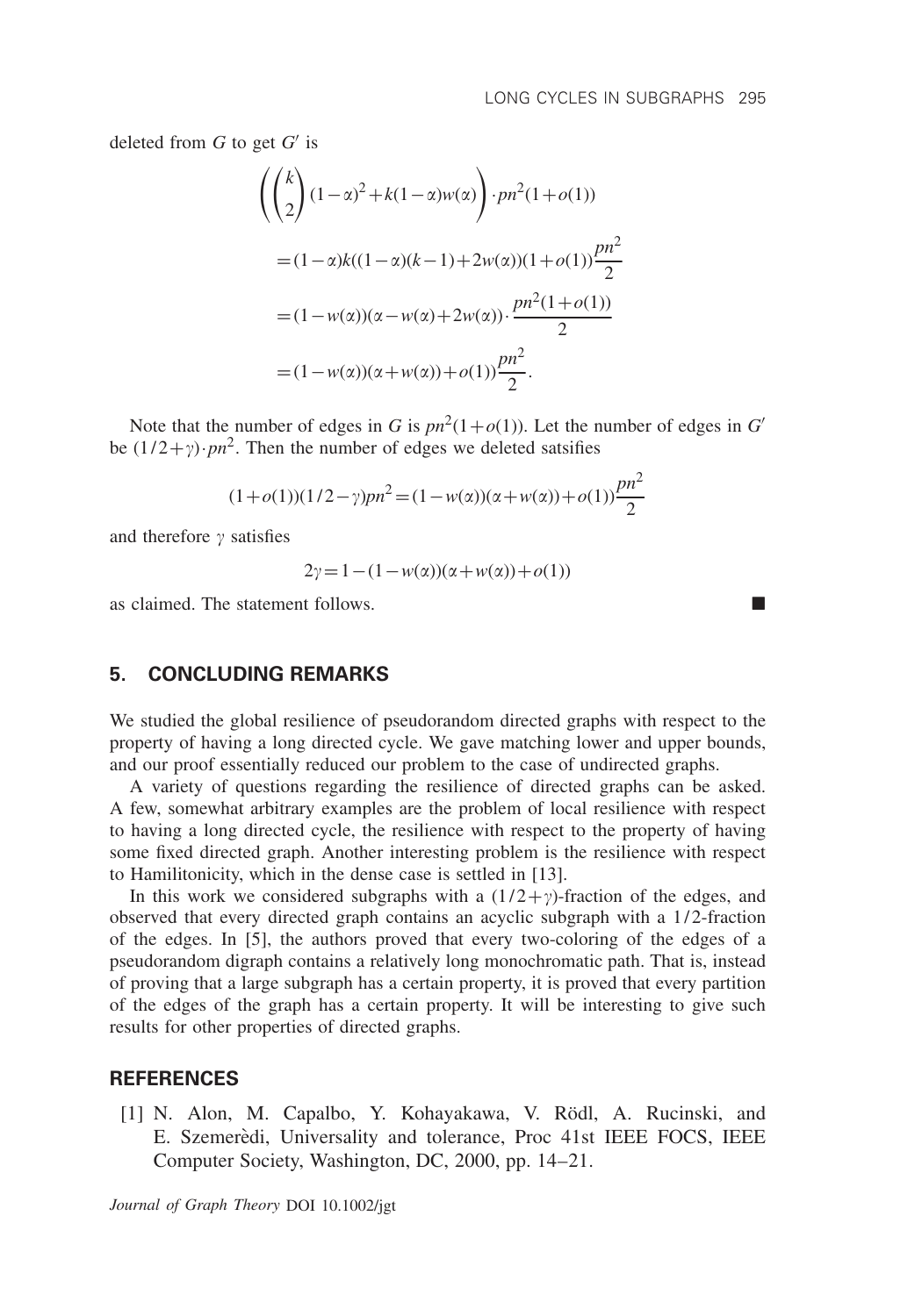deleted from $G$ to get $G'$ is

$$
\begin{aligned}
&\left(\binom{k}{2}(1-\alpha)^2+k(1-\alpha)w(\alpha)\right)\cdot pn^2(1+o(1))\\
&=(1-\alpha)k((1-\alpha)(k-1)+2w(\alpha))(1+o(1))\frac{pn^2}{2}\\
&=(1-w(\alpha))(\alpha-w(\alpha)+2w(\alpha))\cdot\frac{pn^2(1+o(1))}{2}\\
&=(1-w(\alpha))(\alpha+w(\alpha))+o(1))\frac{pn^2}{2}.
\end{aligned}
$$

Note that the number of edges in $G$ is $pn^2(1+o(1))$. Let the number of edges in $G'$ be $(1/2+\gamma)\cdot pn^2$. Then the number of edges we deleted satsifies

$$(1+o(1))(1/2-\gamma)pn^2=(1-w(\alpha))(\alpha+w(\alpha))+o(1))\frac{pn^2}{2}$$

and therefore $\gamma$ satisfies

$$2\gamma=1-(1-w(\alpha))(\alpha+w(\alpha))+o(1))$$

as claimed. The statement follows. ■

## 5. CONCLUDING REMARKS

We studied the global resilience of pseudorandom directed graphs with respect to the property of having a long directed cycle. We gave matching lower and upper bounds, and our proof essentially reduced our problem to the case of undirected graphs.

A variety of questions regarding the resilience of directed graphs can be asked. A few, somewhat arbitrary examples are the problem of local resilience with respect to having a long directed cycle, the resilience with respect to the property of having some fixed directed graph. Another interesting problem is the resilience with respect to Hamilitonicity, which in the dense case is settled in [13].

In this work we considered subgraphs with a $(1/2+\gamma)$-fraction of the edges, and observed that every directed graph contains an acyclic subgraph with a $1/2$-fraction of the edges. In [5], the authors proved that every two-coloring of the edges of a pseudorandom digraph contains a relatively long monochromatic path. That is, instead of proving that a large subgraph has a certain property, it is proved that every partition of the edges of the graph has a certain property. It will be interesting to give such results for other properties of directed graphs.

## REFERENCES

[1] N. Alon, M. Capalbo, Y. Kohayakawa, V. Rödl, A. Rucinski, and E. Szemerèdi, Universality and tolerance, Proc 41st IEEE FOCS, IEEE Computer Society, Washington, DC, 2000, pp. 14–21.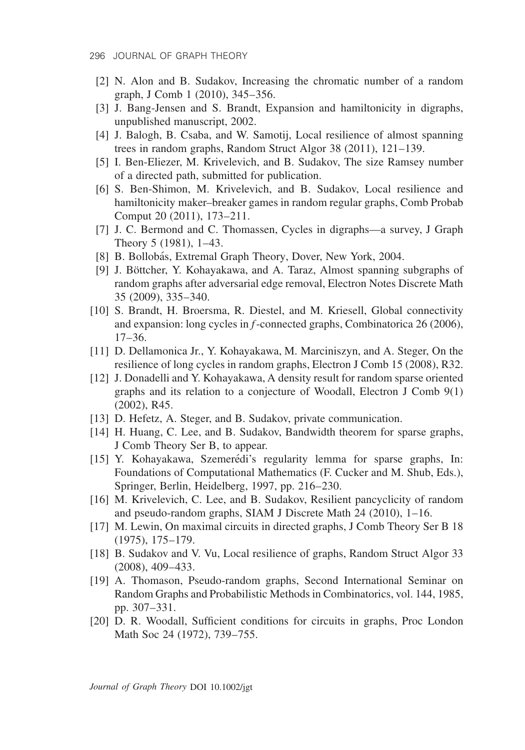[2] N. Alon and B. Sudakov, Increasing the chromatic number of a random graph, J Comb 1 (2010), 345–356.

[3] J. Bang-Jensen and S. Brandt, Expansion and hamiltonicity in digraphs, unpublished manuscript, 2002.

[4] J. Balogh, B. Csaba, and W. Samotij, Local resilience of almost spanning trees in random graphs, Random Struct Algor 38 (2011), 121–139.

[5] I. Ben-Eliezer, M. Krivelevich, and B. Sudakov, The size Ramsey number of a directed path, submitted for publication.

[6] S. Ben-Shimon, M. Krivelevich, and B. Sudakov, Local resilience and hamiltonicity maker–breaker games in random regular graphs, Comb Probab Comput 20 (2011), 173–211.

[7] J. C. Bermond and C. Thomassen, Cycles in digraphs—a survey, J Graph Theory 5 (1981), 1–43.

[8] B. Bollobás, Extremal Graph Theory, Dover, New York, 2004.

[9] J. Böttcher, Y. Kohayakawa, and A. Taraz, Almost spanning subgraphs of random graphs after adversarial edge removal, Electron Notes Discrete Math 35 (2009), 335–340.

[10] S. Brandt, H. Broersma, R. Diestel, and M. Kriesell, Global connectivity and expansion: long cycles in $f$-connected graphs, Combinatorica 26 (2006), 17–36.

[11] D. Dellamonica Jr., Y. Kohayakawa, M. Marciniszyn, and A. Steger, On the resilience of long cycles in random graphs, Electron J Comb 15 (2008), R32.

[12] J. Donadelli and Y. Kohayakawa, A density result for random sparse oriented graphs and its relation to a conjecture of Woodall, Electron J Comb 9(1) (2002), R45.

[13] D. Hefetz, A. Steger, and B. Sudakov, private communication.

[14] H. Huang, C. Lee, and B. Sudakov, Bandwidth theorem for sparse graphs, J Comb Theory Ser B, to appear.

[15] Y. Kohayakawa, Szemerédi's regularity lemma for sparse graphs, In: Foundations of Computational Mathematics (F. Cucker and M. Shub, Eds.), Springer, Berlin, Heidelberg, 1997, pp. 216–230.

[16] M. Krivelevich, C. Lee, and B. Sudakov, Resilient pancyclicity of random and pseudo-random graphs, SIAM J Discrete Math 24 (2010), 1–16.

[17] M. Lewin, On maximal circuits in directed graphs, J Comb Theory Ser B 18 (1975), 175–179.

[18] B. Sudakov and V. Vu, Local resilience of graphs, Random Struct Algor 33 (2008), 409–433.

[19] A. Thomason, Pseudo-random graphs, Second International Seminar on Random Graphs and Probabilistic Methods in Combinatorics, vol. 144, 1985, pp. 307–331.

[20] D. R. Woodall, Sufficient conditions for circuits in graphs, Proc London Math Soc 24 (1972), 739–755.